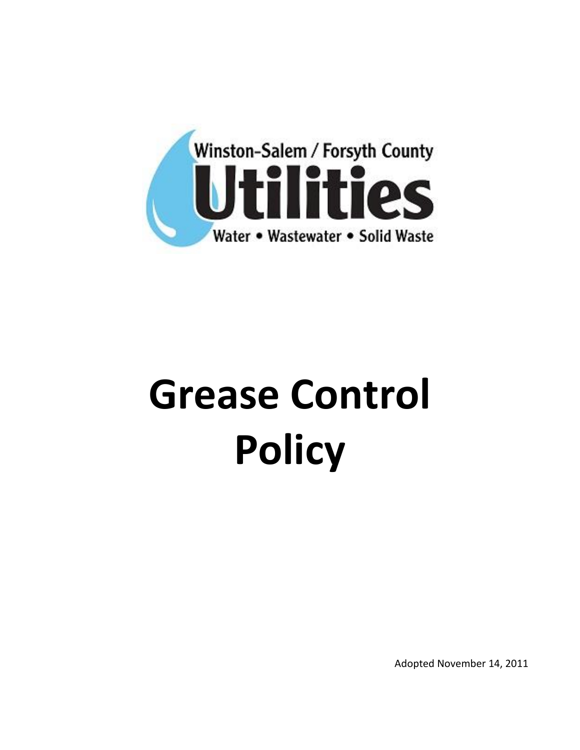Winston-Salem / Forsyth County

**Utilities**

Water • Wastewater • Solid Waste

# Grease Control Policy

Adopted November 14, 2011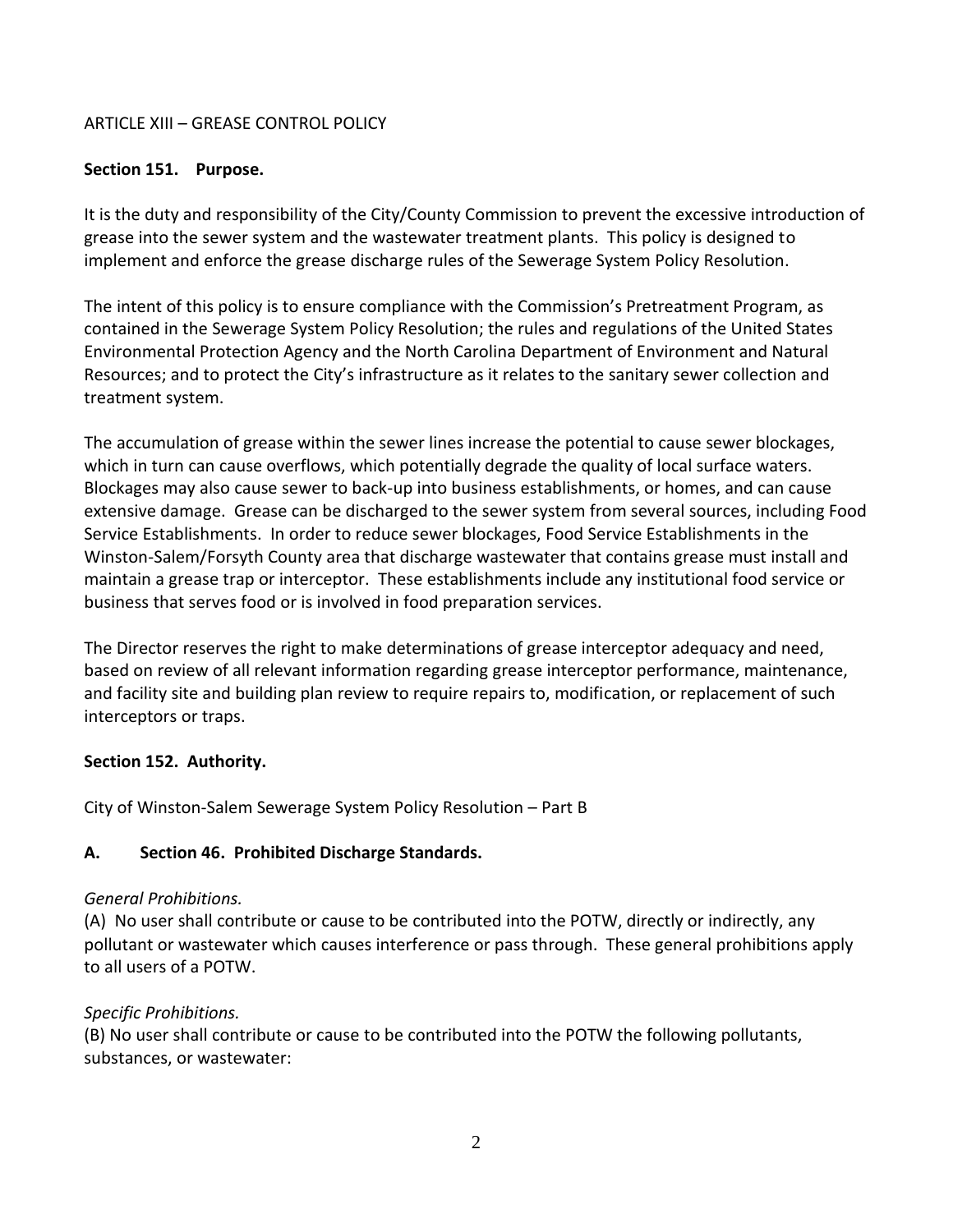## ARTICLE XIII – GREASE CONTROL POLICY

### Section 151. Purpose.

It is the duty and responsibility of the City/County Commission to prevent the excessive introduction of grease into the sewer system and the wastewater treatment plants. This policy is designed to implement and enforce the grease discharge rules of the Sewerage System Policy Resolution.

The intent of this policy is to ensure compliance with the Commission's Pretreatment Program, as contained in the Sewerage System Policy Resolution; the rules and regulations of the United States Environmental Protection Agency and the North Carolina Department of Environment and Natural Resources; and to protect the City's infrastructure as it relates to the sanitary sewer collection and treatment system.

The accumulation of grease within the sewer lines increase the potential to cause sewer blockages, which in turn can cause overflows, which potentially degrade the quality of local surface waters. Blockages may also cause sewer to back-up into business establishments, or homes, and can cause extensive damage. Grease can be discharged to the sewer system from several sources, including Food Service Establishments. In order to reduce sewer blockages, Food Service Establishments in the Winston-Salem/Forsyth County area that discharge wastewater that contains grease must install and maintain a grease trap or interceptor. These establishments include any institutional food service or business that serves food or is involved in food preparation services.

The Director reserves the right to make determinations of grease interceptor adequacy and need, based on review of all relevant information regarding grease interceptor performance, maintenance, and facility site and building plan review to require repairs to, modification, or replacement of such interceptors or traps.

### Section 152. Authority.

City of Winston-Salem Sewerage System Policy Resolution – Part B

### A. Section 46. Prohibited Discharge Standards.

*General Prohibitions.*
(A) No user shall contribute or cause to be contributed into the POTW, directly or indirectly, any pollutant or wastewater which causes interference or pass through. These general prohibitions apply to all users of a POTW.

*Specific Prohibitions.*
(B) No user shall contribute or cause to be contributed into the POTW the following pollutants, substances, or wastewater: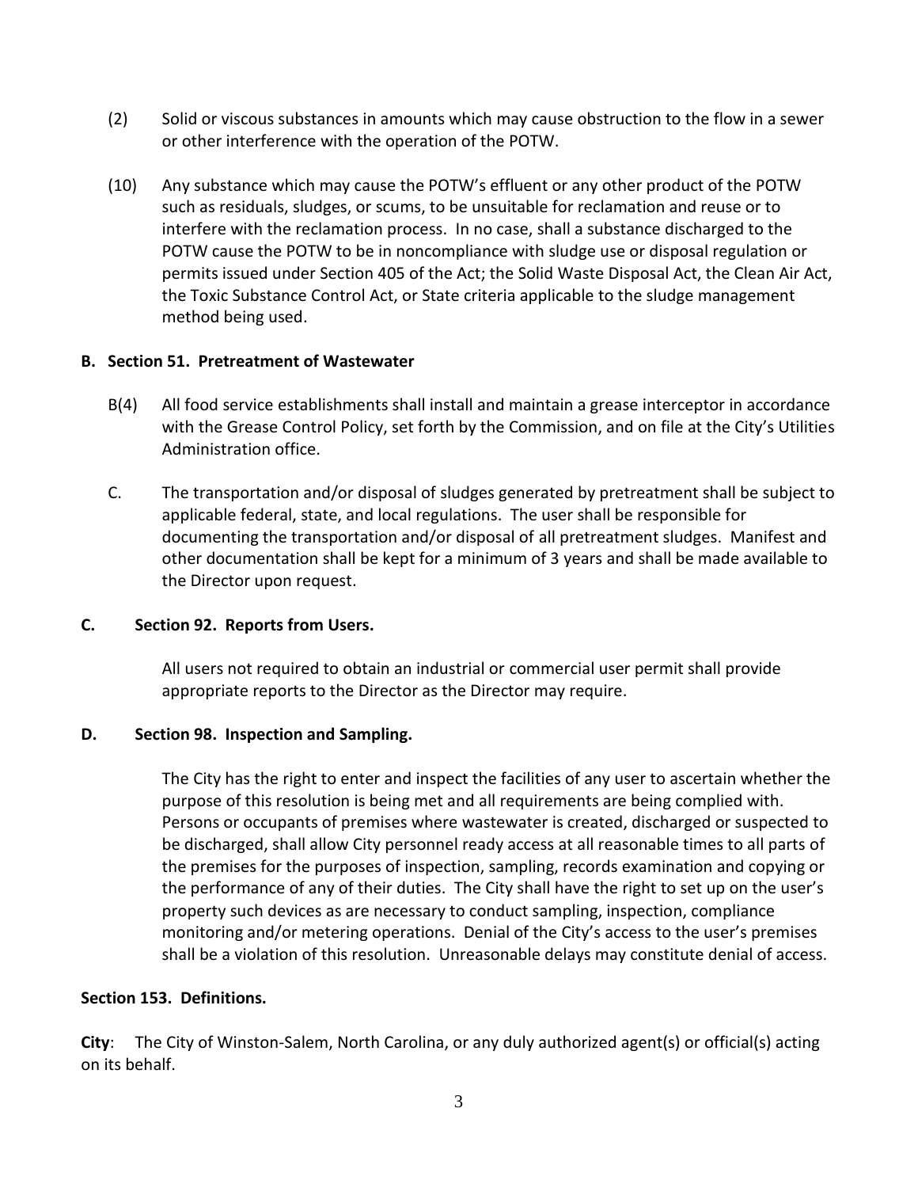(2) Solid or viscous substances in amounts which may cause obstruction to the flow in a sewer or other interference with the operation of the POTW.

(10) Any substance which may cause the POTW's effluent or any other product of the POTW such as residuals, sludges, or scums, to be unsuitable for reclamation and reuse or to interfere with the reclamation process. In no case, shall a substance discharged to the POTW cause the POTW to be in noncompliance with sludge use or disposal regulation or permits issued under Section 405 of the Act; the Solid Waste Disposal Act, the Clean Air Act, the Toxic Substance Control Act, or State criteria applicable to the sludge management method being used.

**B. Section 51. Pretreatment of Wastewater**

B(4) All food service establishments shall install and maintain a grease interceptor in accordance with the Grease Control Policy, set forth by the Commission, and on file at the City's Utilities Administration office.

C. The transportation and/or disposal of sludges generated by pretreatment shall be subject to applicable federal, state, and local regulations. The user shall be responsible for documenting the transportation and/or disposal of all pretreatment sludges. Manifest and other documentation shall be kept for a minimum of 3 years and shall be made available to the Director upon request.

**C. Section 92. Reports from Users.**

All users not required to obtain an industrial or commercial user permit shall provide appropriate reports to the Director as the Director may require.

**D. Section 98. Inspection and Sampling.**

The City has the right to enter and inspect the facilities of any user to ascertain whether the purpose of this resolution is being met and all requirements are being complied with. Persons or occupants of premises where wastewater is created, discharged or suspected to be discharged, shall allow City personnel ready access at all reasonable times to all parts of the premises for the purposes of inspection, sampling, records examination and copying or the performance of any of their duties. The City shall have the right to set up on the user's property such devices as are necessary to conduct sampling, inspection, compliance monitoring and/or metering operations. Denial of the City's access to the user's premises shall be a violation of this resolution. Unreasonable delays may constitute denial of access.

**Section 153. Definitions.**

**City**: The City of Winston-Salem, North Carolina, or any duly authorized agent(s) or official(s) acting on its behalf.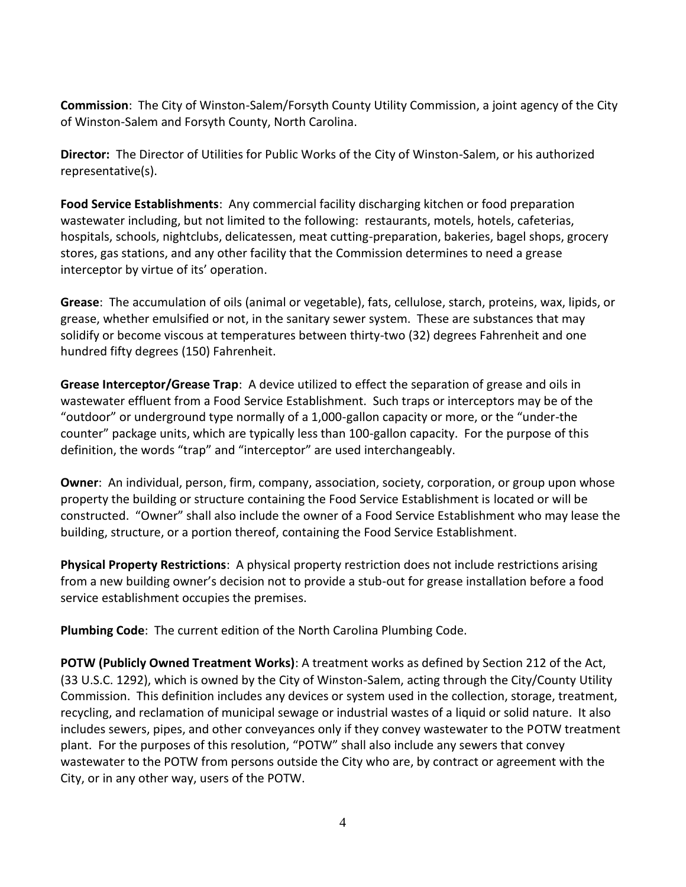**Commission**: The City of Winston-Salem/Forsyth County Utility Commission, a joint agency of the City of Winston-Salem and Forsyth County, North Carolina.

**Director:** The Director of Utilities for Public Works of the City of Winston-Salem, or his authorized representative(s).

**Food Service Establishments**: Any commercial facility discharging kitchen or food preparation wastewater including, but not limited to the following: restaurants, motels, hotels, cafeterias, hospitals, schools, nightclubs, delicatessen, meat cutting-preparation, bakeries, bagel shops, grocery stores, gas stations, and any other facility that the Commission determines to need a grease interceptor by virtue of its' operation.

**Grease**: The accumulation of oils (animal or vegetable), fats, cellulose, starch, proteins, wax, lipids, or grease, whether emulsified or not, in the sanitary sewer system. These are substances that may solidify or become viscous at temperatures between thirty-two (32) degrees Fahrenheit and one hundred fifty degrees (150) Fahrenheit.

**Grease Interceptor/Grease Trap**: A device utilized to effect the separation of grease and oils in wastewater effluent from a Food Service Establishment. Such traps or interceptors may be of the "outdoor" or underground type normally of a 1,000-gallon capacity or more, or the "under-the counter" package units, which are typically less than 100-gallon capacity. For the purpose of this definition, the words "trap" and "interceptor" are used interchangeably.

**Owner**: An individual, person, firm, company, association, society, corporation, or group upon whose property the building or structure containing the Food Service Establishment is located or will be constructed. "Owner" shall also include the owner of a Food Service Establishment who may lease the building, structure, or a portion thereof, containing the Food Service Establishment.

**Physical Property Restrictions**: A physical property restriction does not include restrictions arising from a new building owner's decision not to provide a stub-out for grease installation before a food service establishment occupies the premises.

**Plumbing Code**: The current edition of the North Carolina Plumbing Code.

**POTW (Publicly Owned Treatment Works)**: A treatment works as defined by Section 212 of the Act, (33 U.S.C. 1292), which is owned by the City of Winston-Salem, acting through the City/County Utility Commission. This definition includes any devices or system used in the collection, storage, treatment, recycling, and reclamation of municipal sewage or industrial wastes of a liquid or solid nature. It also includes sewers, pipes, and other conveyances only if they convey wastewater to the POTW treatment plant. For the purposes of this resolution, "POTW" shall also include any sewers that convey wastewater to the POTW from persons outside the City who are, by contract or agreement with the City, or in any other way, users of the POTW.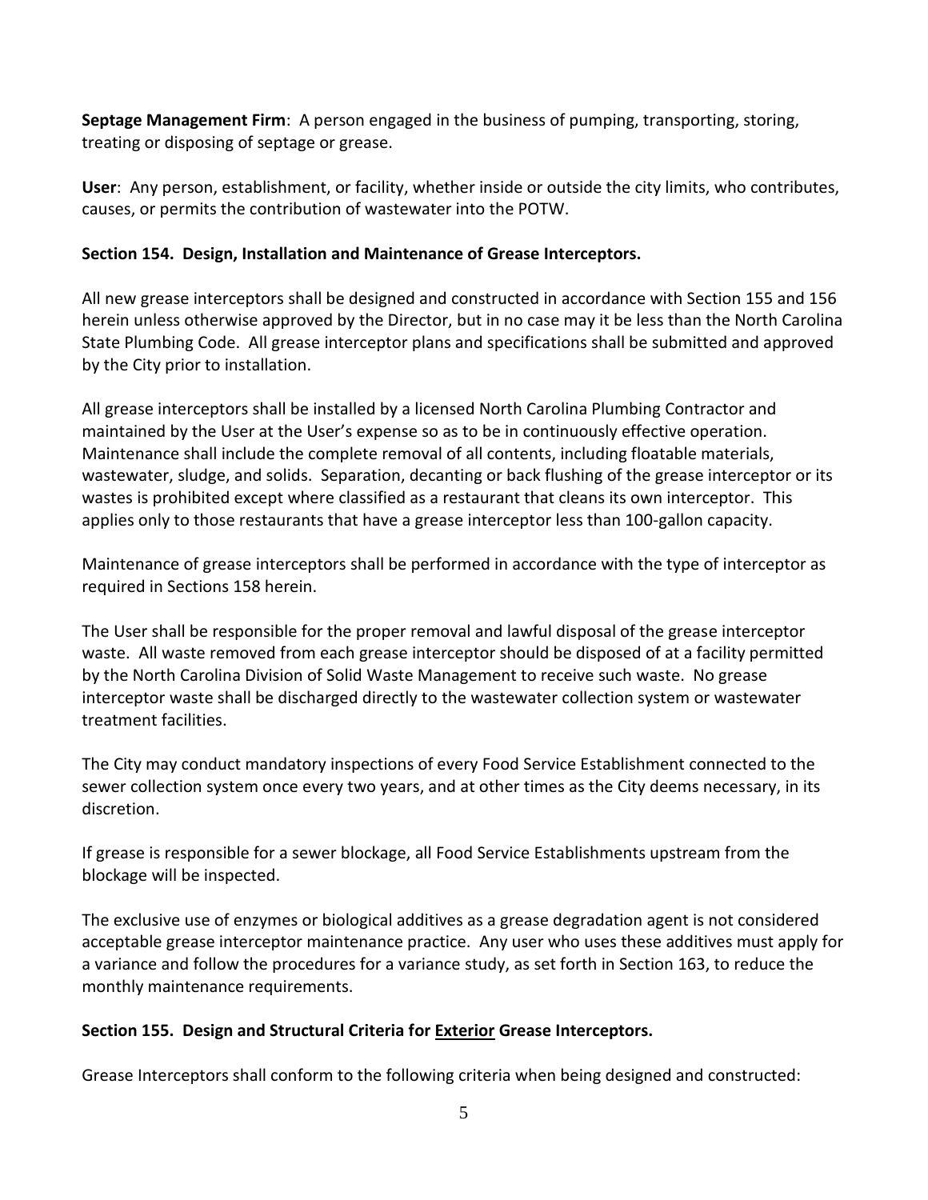**Septage Management Firm**: A person engaged in the business of pumping, transporting, storing, treating or disposing of septage or grease.

**User**: Any person, establishment, or facility, whether inside or outside the city limits, who contributes, causes, or permits the contribution of wastewater into the POTW.

**Section 154. Design, Installation and Maintenance of Grease Interceptors.**

All new grease interceptors shall be designed and constructed in accordance with Section 155 and 156 herein unless otherwise approved by the Director, but in no case may it be less than the North Carolina State Plumbing Code. All grease interceptor plans and specifications shall be submitted and approved by the City prior to installation.

All grease interceptors shall be installed by a licensed North Carolina Plumbing Contractor and maintained by the User at the User's expense so as to be in continuously effective operation. Maintenance shall include the complete removal of all contents, including floatable materials, wastewater, sludge, and solids. Separation, decanting or back flushing of the grease interceptor or its wastes is prohibited except where classified as a restaurant that cleans its own interceptor. This applies only to those restaurants that have a grease interceptor less than 100-gallon capacity.

Maintenance of grease interceptors shall be performed in accordance with the type of interceptor as required in Sections 158 herein.

The User shall be responsible for the proper removal and lawful disposal of the grease interceptor waste. All waste removed from each grease interceptor should be disposed of at a facility permitted by the North Carolina Division of Solid Waste Management to receive such waste. No grease interceptor waste shall be discharged directly to the wastewater collection system or wastewater treatment facilities.

The City may conduct mandatory inspections of every Food Service Establishment connected to the sewer collection system once every two years, and at other times as the City deems necessary, in its discretion.

If grease is responsible for a sewer blockage, all Food Service Establishments upstream from the blockage will be inspected.

The exclusive use of enzymes or biological additives as a grease degradation agent is not considered acceptable grease interceptor maintenance practice. Any user who uses these additives must apply for a variance and follow the procedures for a variance study, as set forth in Section 163, to reduce the monthly maintenance requirements.

**Section 155. Design and Structural Criteria for <u>Exterior</u> Grease Interceptors.**

Grease Interceptors shall conform to the following criteria when being designed and constructed: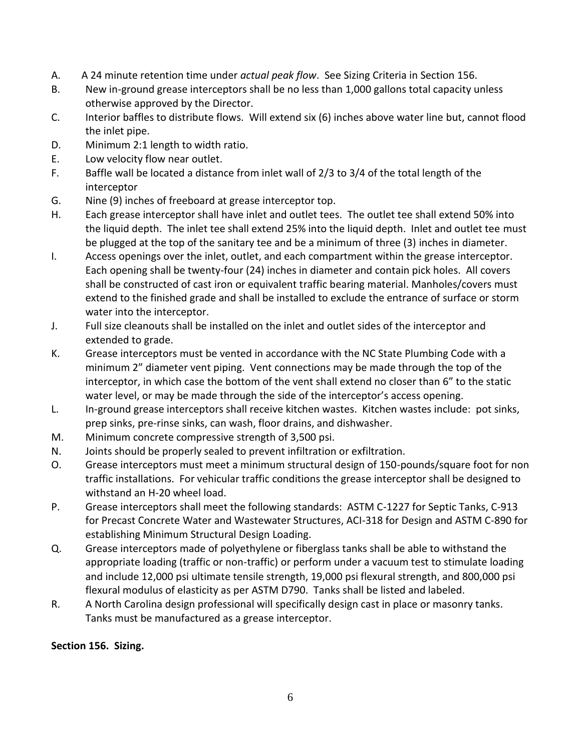A. A 24 minute retention time under *actual peak flow*. See Sizing Criteria in Section 156.

B. New in-ground grease interceptors shall be no less than 1,000 gallons total capacity unless otherwise approved by the Director.

C. Interior baffles to distribute flows. Will extend six (6) inches above water line but, cannot flood the inlet pipe.

D. Minimum 2:1 length to width ratio.

E. Low velocity flow near outlet.

F. Baffle wall be located a distance from inlet wall of 2/3 to 3/4 of the total length of the interceptor

G. Nine (9) inches of freeboard at grease interceptor top.

H. Each grease interceptor shall have inlet and outlet tees. The outlet tee shall extend 50% into the liquid depth. The inlet tee shall extend 25% into the liquid depth. Inlet and outlet tee must be plugged at the top of the sanitary tee and be a minimum of three (3) inches in diameter.

I. Access openings over the inlet, outlet, and each compartment within the grease interceptor. Each opening shall be twenty-four (24) inches in diameter and contain pick holes. All covers shall be constructed of cast iron or equivalent traffic bearing material. Manholes/covers must extend to the finished grade and shall be installed to exclude the entrance of surface or storm water into the interceptor.

J. Full size cleanouts shall be installed on the inlet and outlet sides of the interceptor and extended to grade.

K. Grease interceptors must be vented in accordance with the NC State Plumbing Code with a minimum 2" diameter vent piping. Vent connections may be made through the top of the interceptor, in which case the bottom of the vent shall extend no closer than 6" to the static water level, or may be made through the side of the interceptor's access opening.

L. In-ground grease interceptors shall receive kitchen wastes. Kitchen wastes include: pot sinks, prep sinks, pre-rinse sinks, can wash, floor drains, and dishwasher.

M. Minimum concrete compressive strength of 3,500 psi.

N. Joints should be properly sealed to prevent infiltration or exfiltration.

O. Grease interceptors must meet a minimum structural design of 150-pounds/square foot for non traffic installations. For vehicular traffic conditions the grease interceptor shall be designed to withstand an H-20 wheel load.

P. Grease interceptors shall meet the following standards: ASTM C-1227 for Septic Tanks, C-913 for Precast Concrete Water and Wastewater Structures, ACI-318 for Design and ASTM C-890 for establishing Minimum Structural Design Loading.

Q. Grease interceptors made of polyethylene or fiberglass tanks shall be able to withstand the appropriate loading (traffic or non-traffic) or perform under a vacuum test to stimulate loading and include 12,000 psi ultimate tensile strength, 19,000 psi flexural strength, and 800,000 psi flexural modulus of elasticity as per ASTM D790. Tanks shall be listed and labeled.

R. A North Carolina design professional will specifically design cast in place or masonry tanks. Tanks must be manufactured as a grease interceptor.

**Section 156. Sizing.**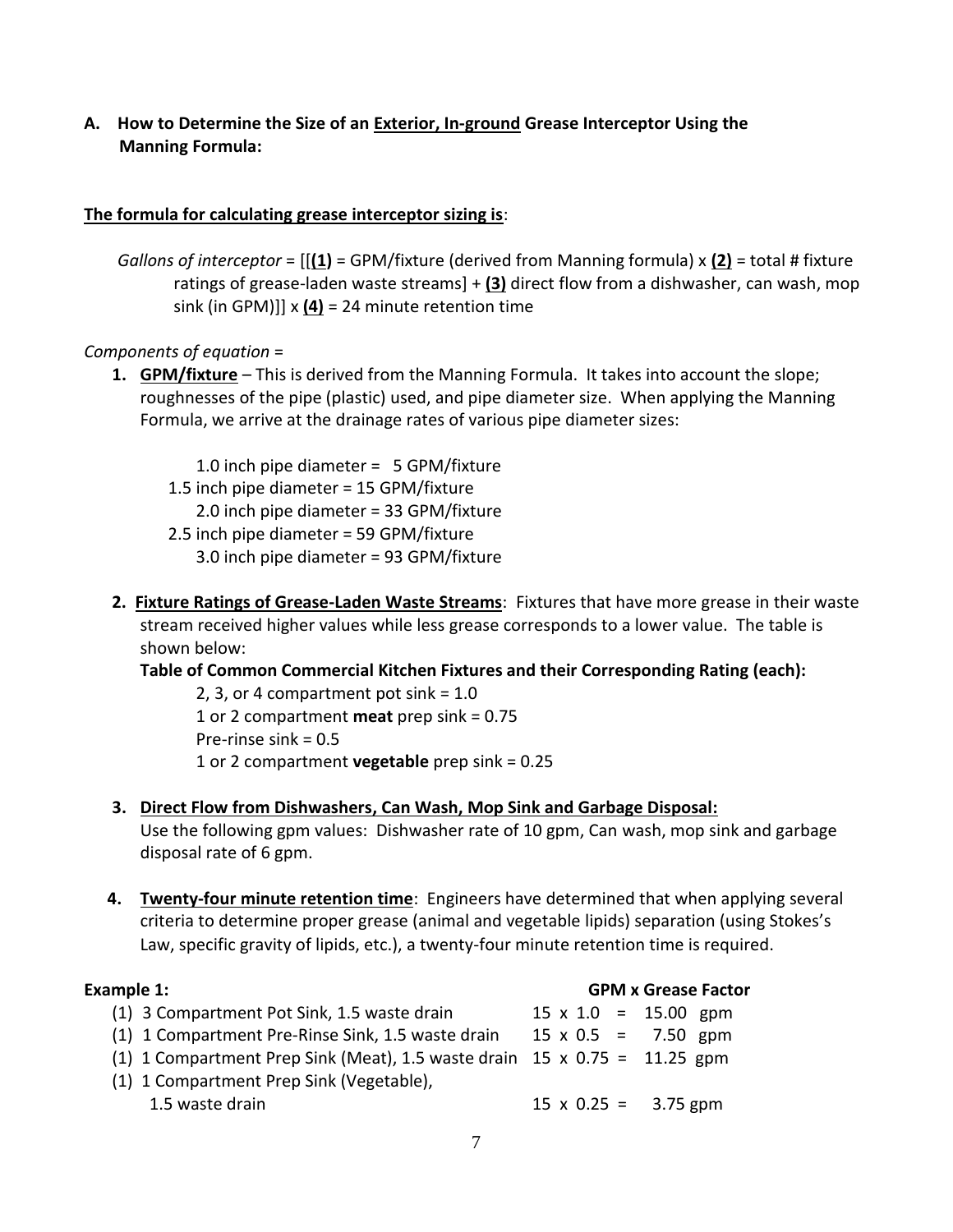## A. How to Determine the Size of an <u>Exterior, In-ground</u> Grease Interceptor Using the Manning Formula:

**<u>The formula for calculating grease interceptor sizing is</u>**:

*Gallons of interceptor* = [[**<u>(1)</u>** = GPM/fixture (derived from Manning formula) x **<u>(2)</u>** = total # fixture ratings of grease-laden waste streams] + **<u>(3)</u>** direct flow from a dishwasher, can wash, mop sink (in GPM)]] x **<u>(4)</u>** = 24 minute retention time

*Components of equation* =

1. **<u>GPM/fixture</u>** – This is derived from the Manning Formula. It takes into account the slope; roughnesses of the pipe (plastic) used, and pipe diameter size. When applying the Manning Formula, we arrive at the drainage rates of various pipe diameter sizes:

   1.0 inch pipe diameter = 5 GPM/fixture
   1.5 inch pipe diameter = 15 GPM/fixture
   2.0 inch pipe diameter = 33 GPM/fixture
   2.5 inch pipe diameter = 59 GPM/fixture
   3.0 inch pipe diameter = 93 GPM/fixture

2. **<u>Fixture Ratings of Grease-Laden Waste Streams</u>**: Fixtures that have more grease in their waste stream received higher values while less grease corresponds to a lower value. The table is shown below:

   **Table of Common Commercial Kitchen Fixtures and their Corresponding Rating (each):**

   2, 3, or 4 compartment pot sink = 1.0
   1 or 2 compartment **meat** prep sink = 0.75
   Pre-rinse sink = 0.5
   1 or 2 compartment **vegetable** prep sink = 0.25

3. **<u>Direct Flow from Dishwashers, Can Wash, Mop Sink and Garbage Disposal:</u>**
   Use the following gpm values: Dishwasher rate of 10 gpm, Can wash, mop sink and garbage disposal rate of 6 gpm.

4. **<u>Twenty-four minute retention time</u>**: Engineers have determined that when applying several criteria to determine proper grease (animal and vegetable lipids) separation (using Stokes's Law, specific gravity of lipids, etc.), a twenty-four minute retention time is required.

**Example 1:**

| | **GPM x Grease Factor** |
|---|---|
| (1) 3 Compartment Pot Sink, 1.5 waste drain | 15 x 1.0 = 15.00 gpm |
| (1) 1 Compartment Pre-Rinse Sink, 1.5 waste drain | 15 x 0.5 = 7.50 gpm |
| (1) 1 Compartment Prep Sink (Meat), 1.5 waste drain | 15 x 0.75 = 11.25 gpm |
| (1) 1 Compartment Prep Sink (Vegetable), 1.5 waste drain | 15 x 0.25 = 3.75 gpm |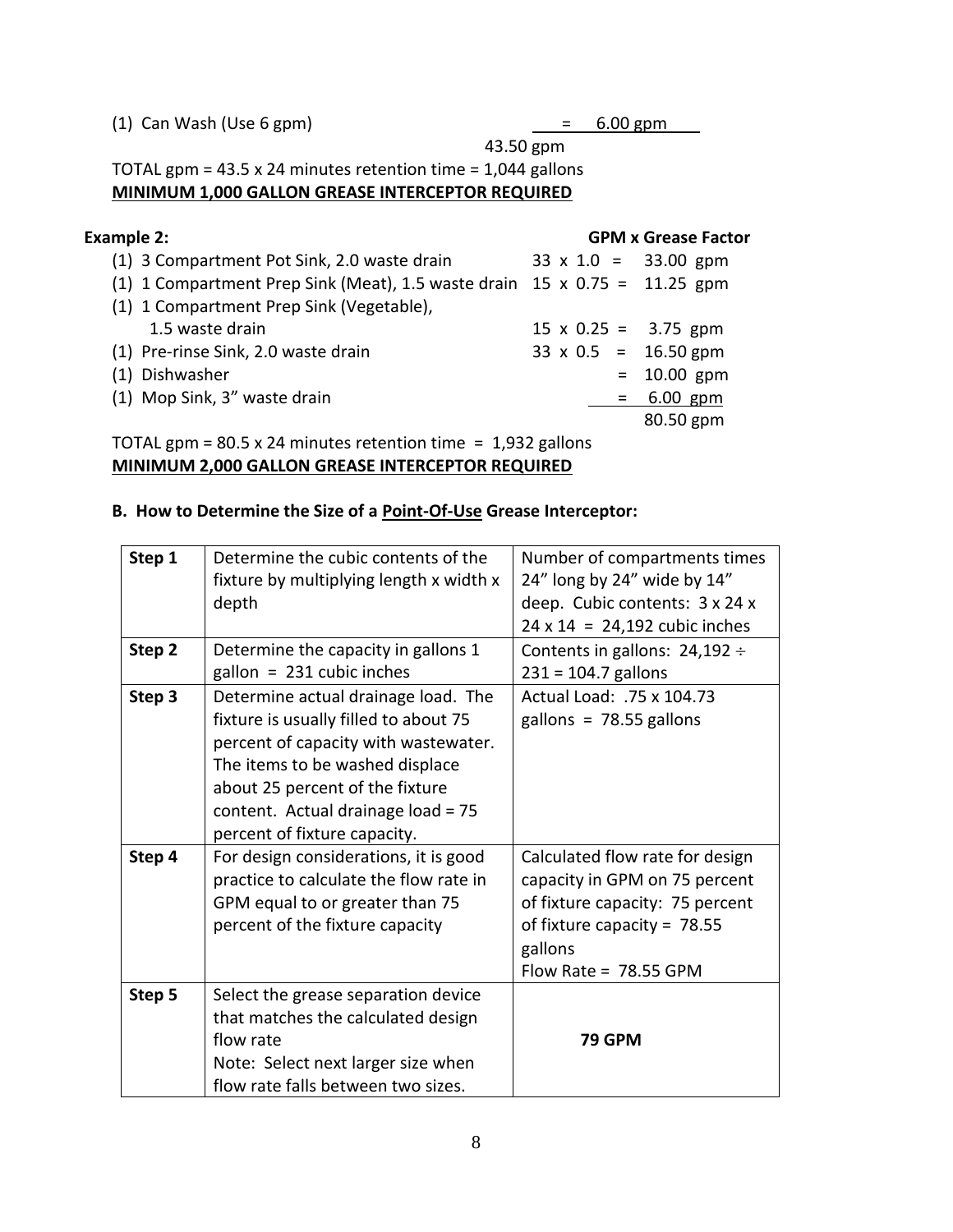(1) Can Wash (Use 6 gpm) = 6.00 gpm

43.50 gpm

TOTAL gpm = 43.5 x 24 minutes retention time = 1,044 gallons

**MINIMUM 1,000 GALLON GREASE INTERCEPTOR REQUIRED**

**Example 2:**

| | **GPM x Grease Factor** |
|---|---|
| (1) 3 Compartment Pot Sink, 2.0 waste drain | 33 x 1.0 = 33.00 gpm |
| (1) 1 Compartment Prep Sink (Meat), 1.5 waste drain | 15 x 0.75 = 11.25 gpm |
| (1) 1 Compartment Prep Sink (Vegetable), 1.5 waste drain | 15 x 0.25 = 3.75 gpm |
| (1) Pre-rinse Sink, 2.0 waste drain | 33 x 0.5 = 16.50 gpm |
| (1) Dishwasher | = 10.00 gpm |
| (1) Mop Sink, 3" waste drain | = 6.00 gpm |
| | 80.50 gpm |

TOTAL gpm = 80.5 x 24 minutes retention time = 1,932 gallons

**MINIMUM 2,000 GALLON GREASE INTERCEPTOR REQUIRED**

### B. How to Determine the Size of a Point-Of-Use Grease Interceptor:

| | | |
|---|---|---|
| **Step 1** | Determine the cubic contents of the fixture by multiplying length x width x depth | Number of compartments times 24" long by 24" wide by 14" deep. Cubic contents: 3 x 24 x 24 x 14 = 24,192 cubic inches |
| **Step 2** | Determine the capacity in gallons 1 gallon = 231 cubic inches | Contents in gallons: 24,192 ÷ 231 = 104.7 gallons |
| **Step 3** | Determine actual drainage load. The fixture is usually filled to about 75 percent of capacity with wastewater. The items to be washed displace about 25 percent of the fixture content. Actual drainage load = 75 percent of fixture capacity. | Actual Load: .75 x 104.73 gallons = 78.55 gallons |
| **Step 4** | For design considerations, it is good practice to calculate the flow rate in GPM equal to or greater than 75 percent of the fixture capacity | Calculated flow rate for design capacity in GPM on 75 percent of fixture capacity: 75 percent of fixture capacity = 78.55 gallons<br>Flow Rate = 78.55 GPM |
| **Step 5** | Select the grease separation device that matches the calculated design flow rate<br>Note: Select next larger size when flow rate falls between two sizes. | **79 GPM** |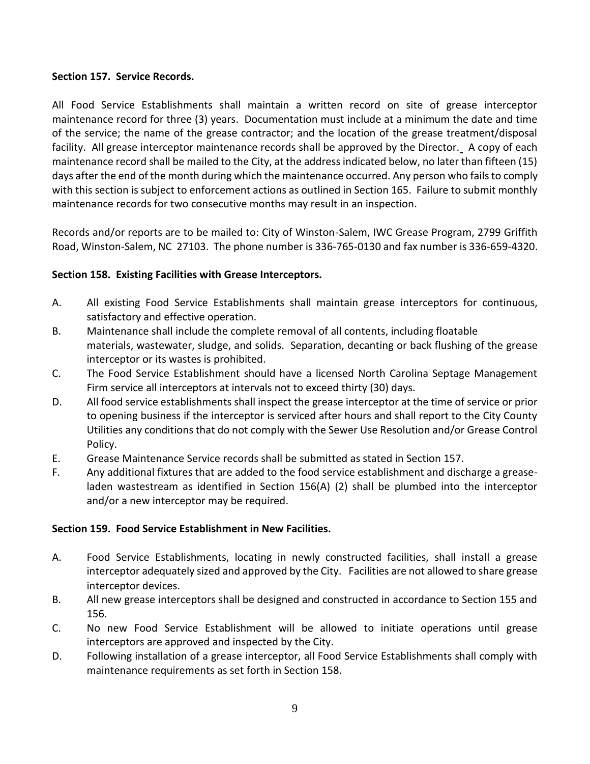**Section 157. Service Records.**

All Food Service Establishments shall maintain a written record on site of grease interceptor maintenance record for three (3) years. Documentation must include at a minimum the date and time of the service; the name of the grease contractor; and the location of the grease treatment/disposal facility. All grease interceptor maintenance records shall be approved by the Director. A copy of each maintenance record shall be mailed to the City, at the address indicated below, no later than fifteen (15) days after the end of the month during which the maintenance occurred. Any person who fails to comply with this section is subject to enforcement actions as outlined in Section 165. Failure to submit monthly maintenance records for two consecutive months may result in an inspection.

Records and/or reports are to be mailed to: City of Winston-Salem, IWC Grease Program, 2799 Griffith Road, Winston-Salem, NC 27103. The phone number is 336-765-0130 and fax number is 336-659-4320.

**Section 158. Existing Facilities with Grease Interceptors.**

A. All existing Food Service Establishments shall maintain grease interceptors for continuous, satisfactory and effective operation.

B. Maintenance shall include the complete removal of all contents, including floatable materials, wastewater, sludge, and solids. Separation, decanting or back flushing of the grease interceptor or its wastes is prohibited.

C. The Food Service Establishment should have a licensed North Carolina Septage Management Firm service all interceptors at intervals not to exceed thirty (30) days.

D. All food service establishments shall inspect the grease interceptor at the time of service or prior to opening business if the interceptor is serviced after hours and shall report to the City County Utilities any conditions that do not comply with the Sewer Use Resolution and/or Grease Control Policy.

E. Grease Maintenance Service records shall be submitted as stated in Section 157.

F. Any additional fixtures that are added to the food service establishment and discharge a grease-laden wastestream as identified in Section 156(A) (2) shall be plumbed into the interceptor and/or a new interceptor may be required.

**Section 159. Food Service Establishment in New Facilities.**

A. Food Service Establishments, locating in newly constructed facilities, shall install a grease interceptor adequately sized and approved by the City. Facilities are not allowed to share grease interceptor devices.

B. All new grease interceptors shall be designed and constructed in accordance to Section 155 and 156.

C. No new Food Service Establishment will be allowed to initiate operations until grease interceptors are approved and inspected by the City.

D. Following installation of a grease interceptor, all Food Service Establishments shall comply with maintenance requirements as set forth in Section 158.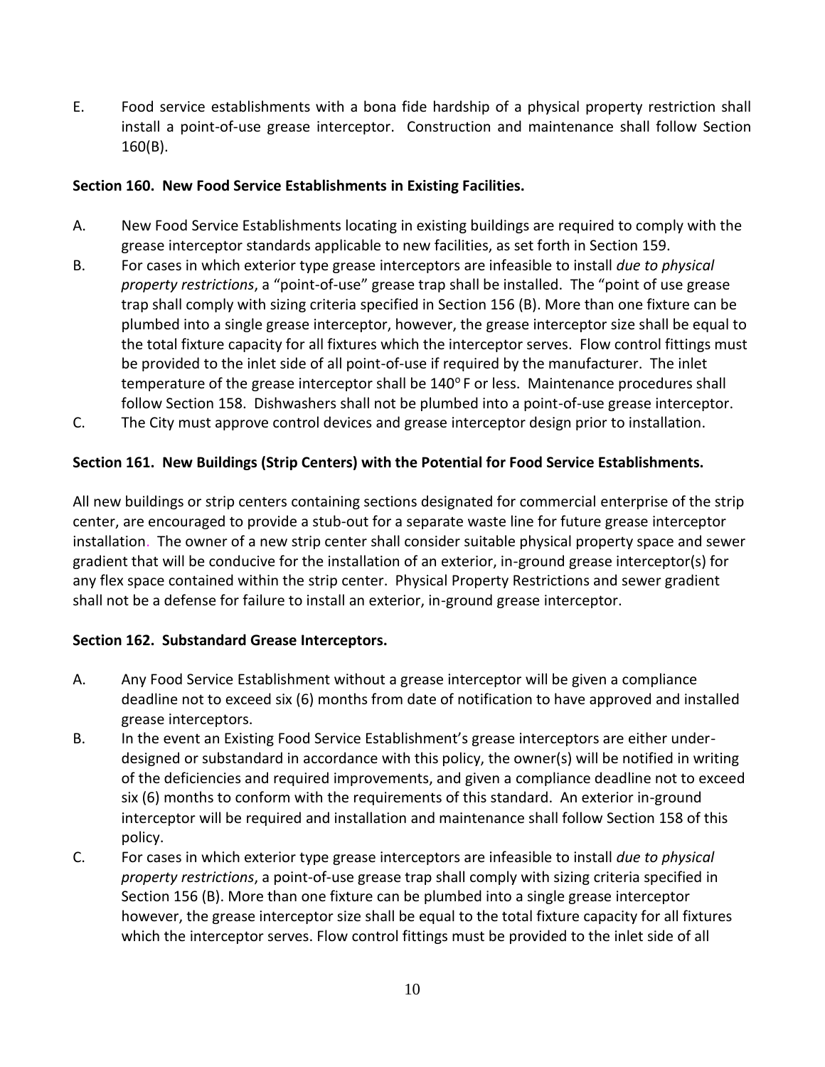E. Food service establishments with a bona fide hardship of a physical property restriction shall install a point-of-use grease interceptor. Construction and maintenance shall follow Section 160(B).

**Section 160. New Food Service Establishments in Existing Facilities.**

A. New Food Service Establishments locating in existing buildings are required to comply with the grease interceptor standards applicable to new facilities, as set forth in Section 159.

B. For cases in which exterior type grease interceptors are infeasible to install *due to physical property restrictions*, a "point-of-use" grease trap shall be installed. The "point of use grease trap shall comply with sizing criteria specified in Section 156 (B). More than one fixture can be plumbed into a single grease interceptor, however, the grease interceptor size shall be equal to the total fixture capacity for all fixtures which the interceptor serves. Flow control fittings must be provided to the inlet side of all point-of-use if required by the manufacturer. The inlet temperature of the grease interceptor shall be 140° F or less. Maintenance procedures shall follow Section 158. Dishwashers shall not be plumbed into a point-of-use grease interceptor.

C. The City must approve control devices and grease interceptor design prior to installation.

**Section 161. New Buildings (Strip Centers) with the Potential for Food Service Establishments.**

All new buildings or strip centers containing sections designated for commercial enterprise of the strip center, are encouraged to provide a stub-out for a separate waste line for future grease interceptor installation. The owner of a new strip center shall consider suitable physical property space and sewer gradient that will be conducive for the installation of an exterior, in-ground grease interceptor(s) for any flex space contained within the strip center. Physical Property Restrictions and sewer gradient shall not be a defense for failure to install an exterior, in-ground grease interceptor.

**Section 162. Substandard Grease Interceptors.**

A. Any Food Service Establishment without a grease interceptor will be given a compliance deadline not to exceed six (6) months from date of notification to have approved and installed grease interceptors.

B. In the event an Existing Food Service Establishment's grease interceptors are either under-designed or substandard in accordance with this policy, the owner(s) will be notified in writing of the deficiencies and required improvements, and given a compliance deadline not to exceed six (6) months to conform with the requirements of this standard. An exterior in-ground interceptor will be required and installation and maintenance shall follow Section 158 of this policy.

C. For cases in which exterior type grease interceptors are infeasible to install *due to physical property restrictions*, a point-of-use grease trap shall comply with sizing criteria specified in Section 156 (B). More than one fixture can be plumbed into a single grease interceptor however, the grease interceptor size shall be equal to the total fixture capacity for all fixtures which the interceptor serves. Flow control fittings must be provided to the inlet side of all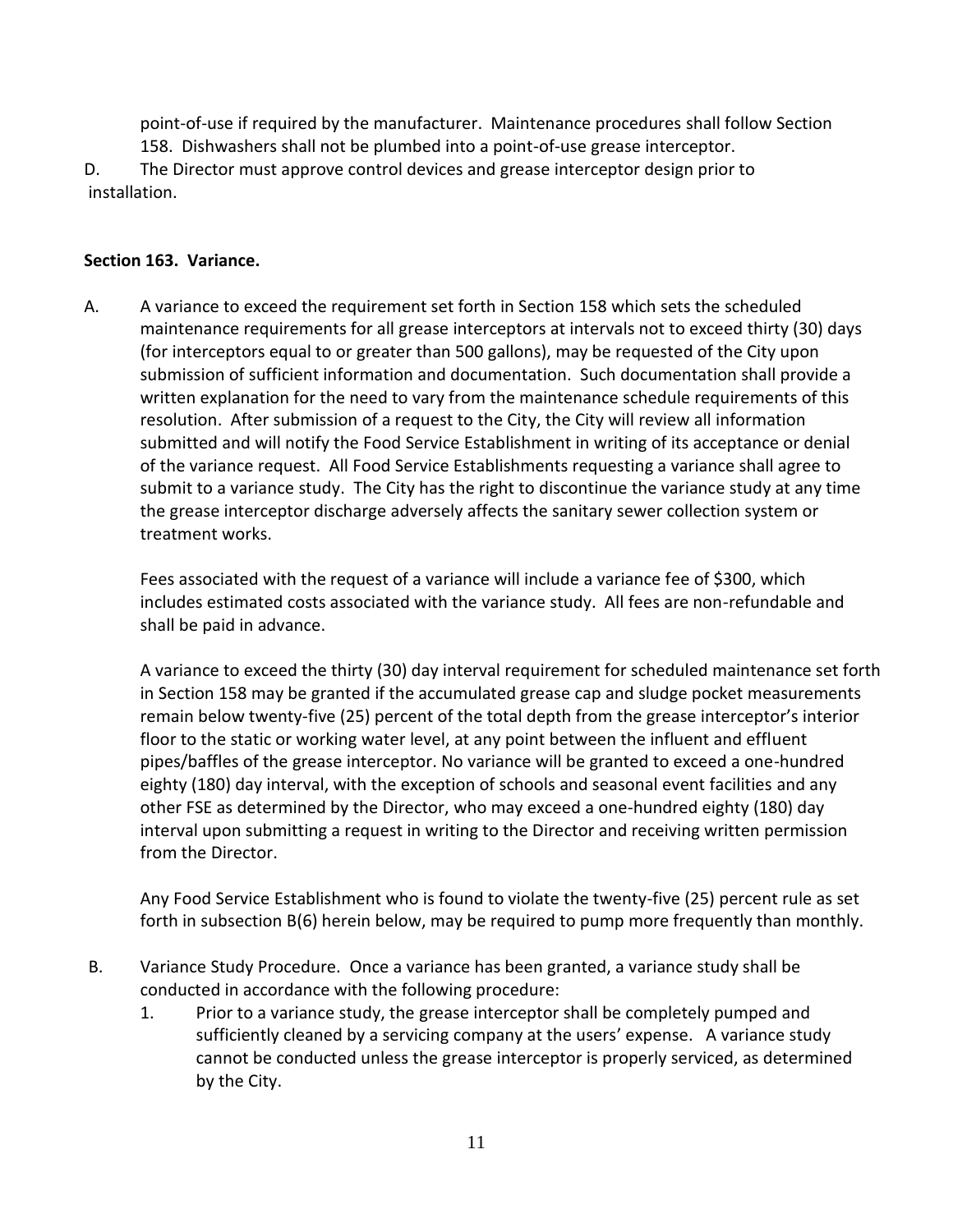point-of-use if required by the manufacturer. Maintenance procedures shall follow Section 158. Dishwashers shall not be plumbed into a point-of-use grease interceptor.

D. The Director must approve control devices and grease interceptor design prior to installation.

**Section 163. Variance.**

A. A variance to exceed the requirement set forth in Section 158 which sets the scheduled maintenance requirements for all grease interceptors at intervals not to exceed thirty (30) days (for interceptors equal to or greater than 500 gallons), may be requested of the City upon submission of sufficient information and documentation. Such documentation shall provide a written explanation for the need to vary from the maintenance schedule requirements of this resolution. After submission of a request to the City, the City will review all information submitted and will notify the Food Service Establishment in writing of its acceptance or denial of the variance request. All Food Service Establishments requesting a variance shall agree to submit to a variance study. The City has the right to discontinue the variance study at any time the grease interceptor discharge adversely affects the sanitary sewer collection system or treatment works.

Fees associated with the request of a variance will include a variance fee of $300, which includes estimated costs associated with the variance study. All fees are non-refundable and shall be paid in advance.

A variance to exceed the thirty (30) day interval requirement for scheduled maintenance set forth in Section 158 may be granted if the accumulated grease cap and sludge pocket measurements remain below twenty-five (25) percent of the total depth from the grease interceptor's interior floor to the static or working water level, at any point between the influent and effluent pipes/baffles of the grease interceptor. No variance will be granted to exceed a one-hundred eighty (180) day interval, with the exception of schools and seasonal event facilities and any other FSE as determined by the Director, who may exceed a one-hundred eighty (180) day interval upon submitting a request in writing to the Director and receiving written permission from the Director.

Any Food Service Establishment who is found to violate the twenty-five (25) percent rule as set forth in subsection B(6) herein below, may be required to pump more frequently than monthly.

B. Variance Study Procedure. Once a variance has been granted, a variance study shall be conducted in accordance with the following procedure:

1. Prior to a variance study, the grease interceptor shall be completely pumped and sufficiently cleaned by a servicing company at the users' expense. A variance study cannot be conducted unless the grease interceptor is properly serviced, as determined by the City.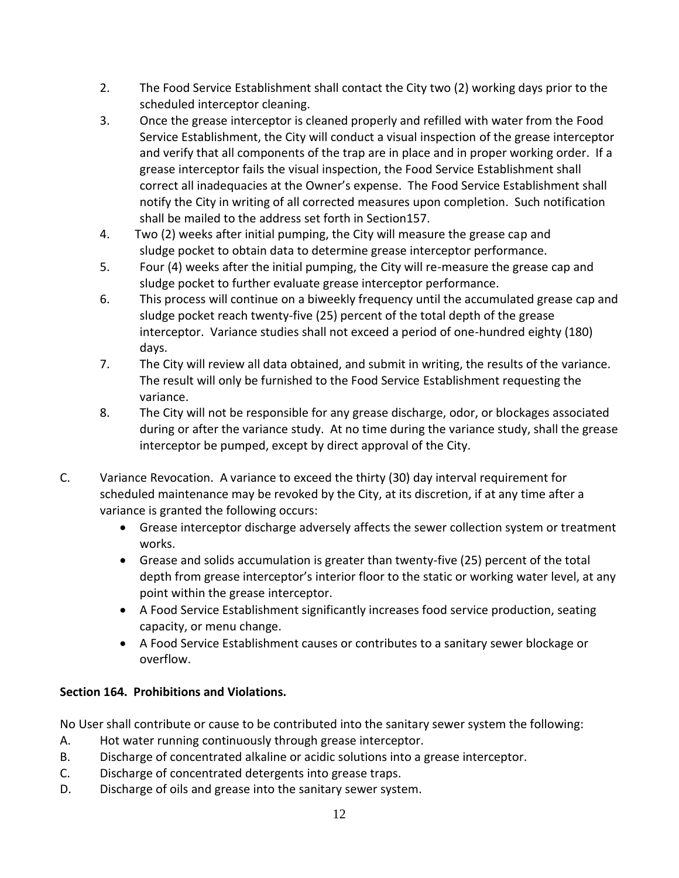2. The Food Service Establishment shall contact the City two (2) working days prior to the scheduled interceptor cleaning.
3. Once the grease interceptor is cleaned properly and refilled with water from the Food Service Establishment, the City will conduct a visual inspection of the grease interceptor and verify that all components of the trap are in place and in proper working order. If a grease interceptor fails the visual inspection, the Food Service Establishment shall correct all inadequacies at the Owner's expense. The Food Service Establishment shall notify the City in writing of all corrected measures upon completion. Such notification shall be mailed to the address set forth in Section157.
4. Two (2) weeks after initial pumping, the City will measure the grease cap and sludge pocket to obtain data to determine grease interceptor performance.
5. Four (4) weeks after the initial pumping, the City will re-measure the grease cap and sludge pocket to further evaluate grease interceptor performance.
6. This process will continue on a biweekly frequency until the accumulated grease cap and sludge pocket reach twenty-five (25) percent of the total depth of the grease interceptor. Variance studies shall not exceed a period of one-hundred eighty (180) days.
7. The City will review all data obtained, and submit in writing, the results of the variance. The result will only be furnished to the Food Service Establishment requesting the variance.
8. The City will not be responsible for any grease discharge, odor, or blockages associated during or after the variance study. At no time during the variance study, shall the grease interceptor be pumped, except by direct approval of the City.

C. Variance Revocation. A variance to exceed the thirty (30) day interval requirement for scheduled maintenance may be revoked by the City, at its discretion, if at any time after a variance is granted the following occurs:
   - Grease interceptor discharge adversely affects the sewer collection system or treatment works.
   - Grease and solids accumulation is greater than twenty-five (25) percent of the total depth from grease interceptor's interior floor to the static or working water level, at any point within the grease interceptor.
   - A Food Service Establishment significantly increases food service production, seating capacity, or menu change.
   - A Food Service Establishment causes or contributes to a sanitary sewer blockage or overflow.

**Section 164. Prohibitions and Violations.**

No User shall contribute or cause to be contributed into the sanitary sewer system the following:

A. Hot water running continuously through grease interceptor.
B. Discharge of concentrated alkaline or acidic solutions into a grease interceptor.
C. Discharge of concentrated detergents into grease traps.
D. Discharge of oils and grease into the sanitary sewer system.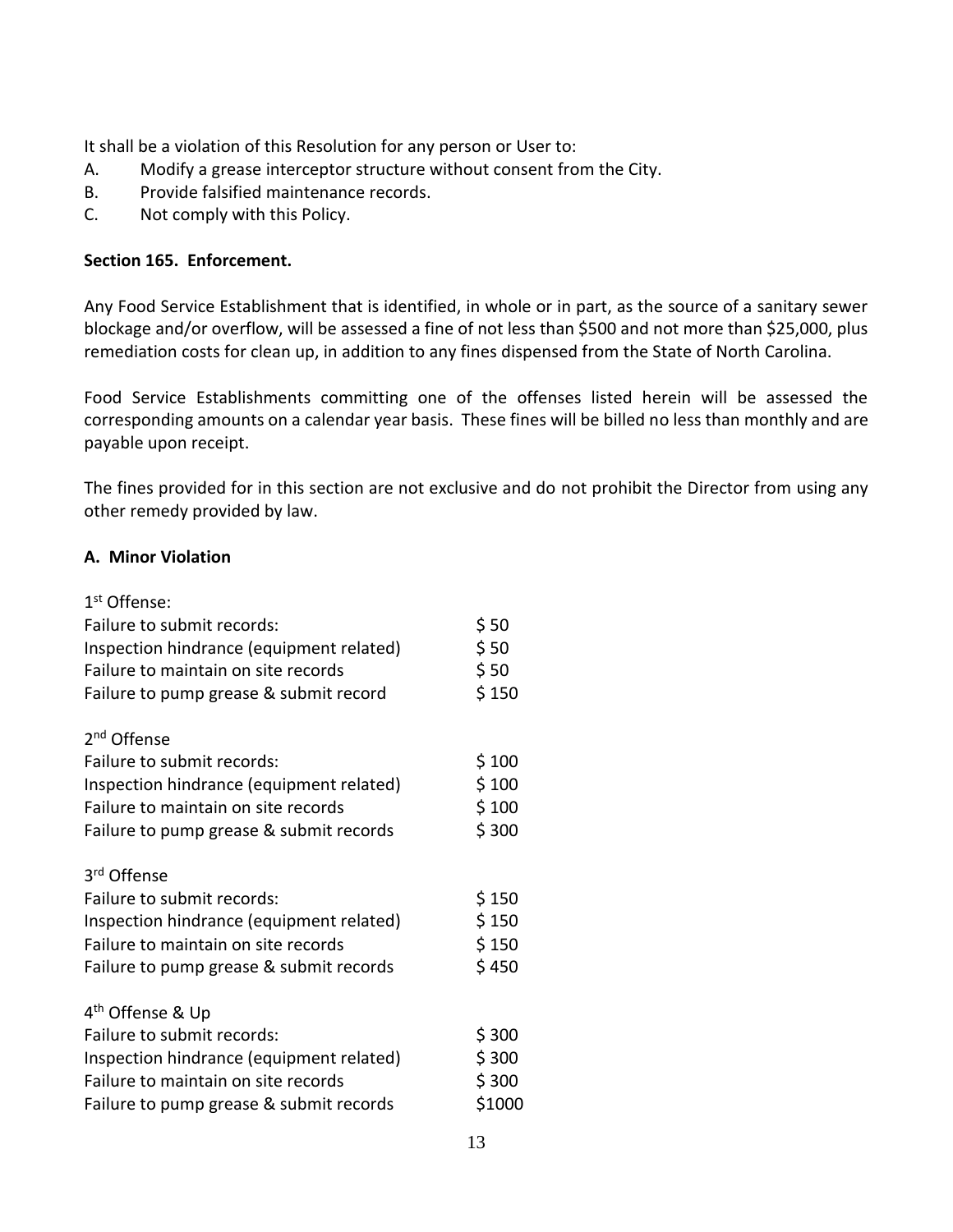It shall be a violation of this Resolution for any person or User to:

A. Modify a grease interceptor structure without consent from the City.
B. Provide falsified maintenance records.
C. Not comply with this Policy.

**Section 165. Enforcement.**

Any Food Service Establishment that is identified, in whole or in part, as the source of a sanitary sewer blockage and/or overflow, will be assessed a fine of not less than $500 and not more than $25,000, plus remediation costs for clean up, in addition to any fines dispensed from the State of North Carolina.

Food Service Establishments committing one of the offenses listed herein will be assessed the corresponding amounts on a calendar year basis. These fines will be billed no less than monthly and are payable upon receipt.

The fines provided for in this section are not exclusive and do not prohibit the Director from using any other remedy provided by law.

**A. Minor Violation**

1st Offense:

| | |
|---|---|
| Failure to submit records: | $ 50 |
| Inspection hindrance (equipment related) | $ 50 |
| Failure to maintain on site records | $ 50 |
| Failure to pump grease & submit record | $ 150 |

2nd Offense

| | |
|---|---|
| Failure to submit records: | $ 100 |
| Inspection hindrance (equipment related) | $ 100 |
| Failure to maintain on site records | $ 100 |
| Failure to pump grease & submit records | $ 300 |

3rd Offense

| | |
|---|---|
| Failure to submit records: | $ 150 |
| Inspection hindrance (equipment related) | $ 150 |
| Failure to maintain on site records | $ 150 |
| Failure to pump grease & submit records | $ 450 |

4th Offense & Up

| | |
|---|---|
| Failure to submit records: | $ 300 |
| Inspection hindrance (equipment related) | $ 300 |
| Failure to maintain on site records | $ 300 |
| Failure to pump grease & submit records | $1000 |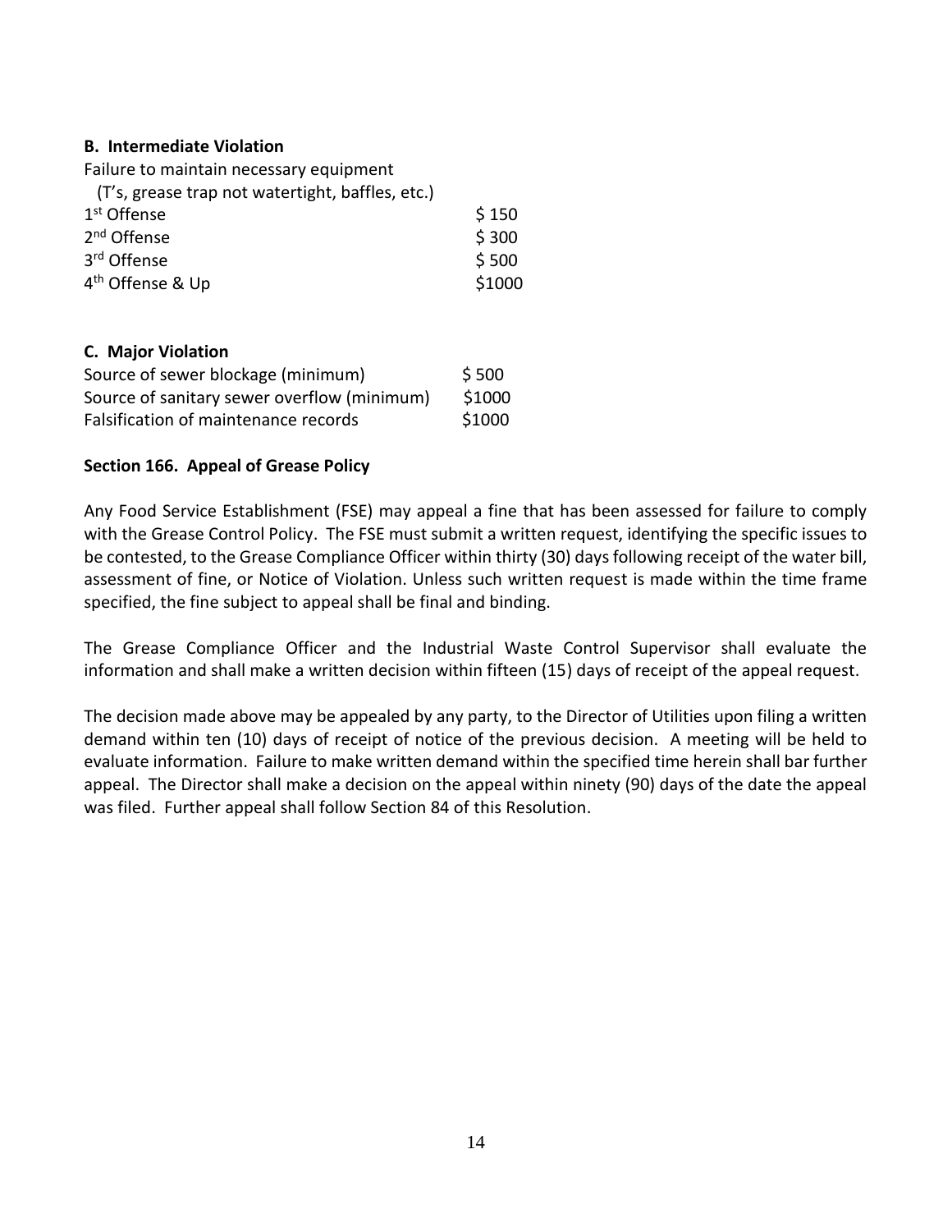**B. Intermediate Violation**

| | |
|---|---|
| Failure to maintain necessary equipment (T's, grease trap not watertight, baffles, etc.) | |
| 1st Offense | $ 150 |
| 2nd Offense | $ 300 |
| 3rd Offense | $ 500 |
| 4th Offense & Up | $1000 |

**C. Major Violation**

| | |
|---|---|
| Source of sewer blockage (minimum) | $ 500 |
| Source of sanitary sewer overflow (minimum) | $1000 |
| Falsification of maintenance records | $1000 |

**Section 166. Appeal of Grease Policy**

Any Food Service Establishment (FSE) may appeal a fine that has been assessed for failure to comply with the Grease Control Policy. The FSE must submit a written request, identifying the specific issues to be contested, to the Grease Compliance Officer within thirty (30) days following receipt of the water bill, assessment of fine, or Notice of Violation. Unless such written request is made within the time frame specified, the fine subject to appeal shall be final and binding.

The Grease Compliance Officer and the Industrial Waste Control Supervisor shall evaluate the information and shall make a written decision within fifteen (15) days of receipt of the appeal request.

The decision made above may be appealed by any party, to the Director of Utilities upon filing a written demand within ten (10) days of receipt of notice of the previous decision. A meeting will be held to evaluate information. Failure to make written demand within the specified time herein shall bar further appeal. The Director shall make a decision on the appeal within ninety (90) days of the date the appeal was filed. Further appeal shall follow Section 84 of this Resolution.